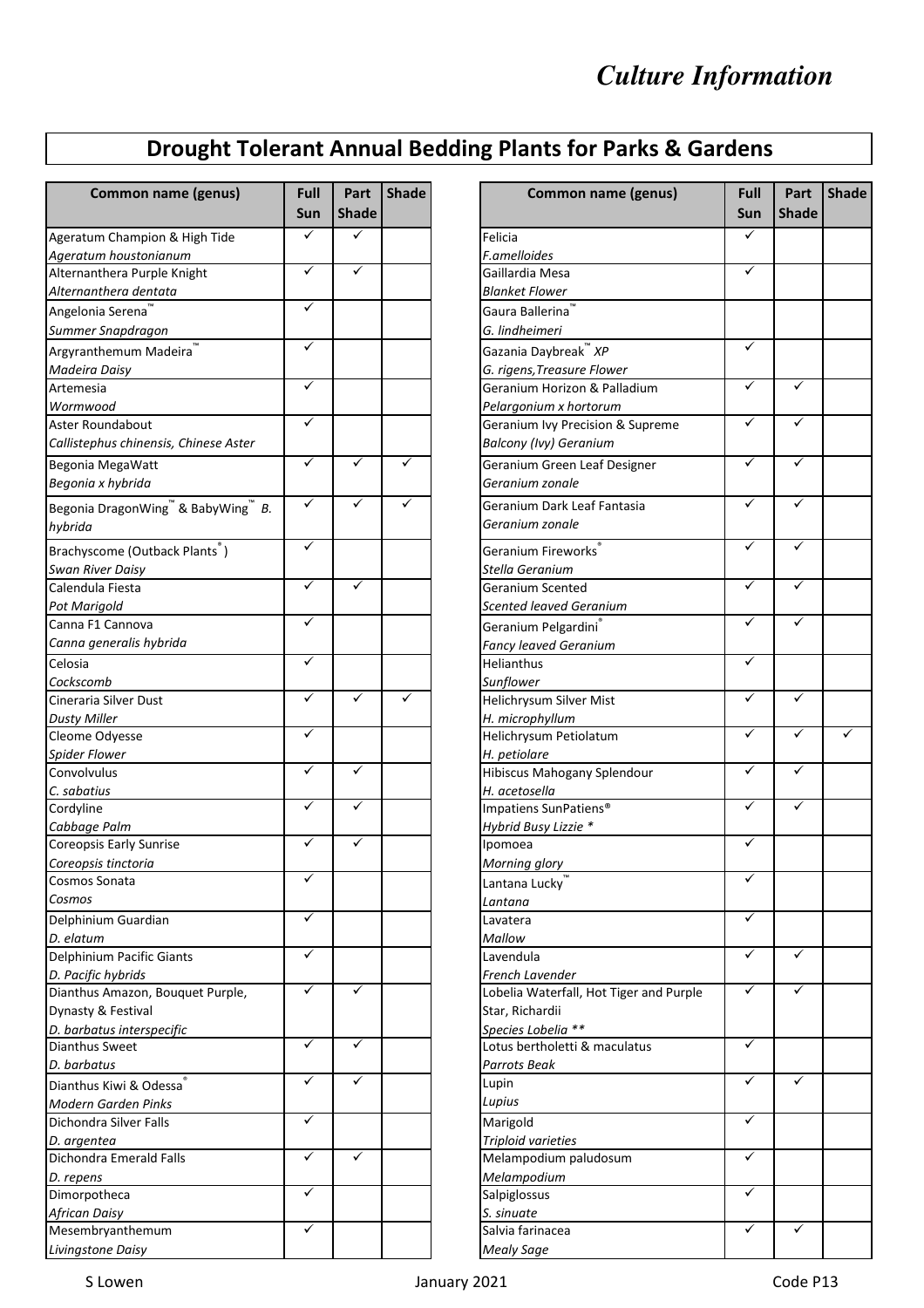# Culture Information

## Drought Tolerant Annual Bedding Plants for Parks & Gardens

| Common name (genus) | Full Sun | Part Shade | Shade |
|---|---|---|---|
| Ageratum Champion & High Tide *Ageratum houstonianum* | ✓ | ✓ | |
| Alternanthera Purple Knight *Alternanthera dentata* | ✓ | ✓ | |
| Angelonia Serena™ *Summer Snapdragon* | ✓ | | |
| Argyranthemum Madeira™ *Madeira Daisy* | ✓ | | |
| Artemesia *Wormwood* | ✓ | | |
| Aster Roundabout *Callistephus chinensis, Chinese Aster* | ✓ | | |
| Begonia MegaWatt *Begonia x hybrida* | ✓ | ✓ | ✓ |
| Begonia DragonWing™ & BabyWing™ *B. hybrida* | ✓ | ✓ | ✓ |
| Brachyscome (Outback Plants®) *Swan River Daisy* | ✓ | | |
| Calendula Fiesta *Pot Marigold* | ✓ | ✓ | |
| Canna F1 Cannova *Canna generalis hybrida* | ✓ | | |
| Celosia *Cockscomb* | ✓ | | |
| Cineraria Silver Dust *Dusty Miller* | ✓ | ✓ | ✓ |
| Cleome Odyesse *Spider Flower* | ✓ | | |
| Convolvulus *C. sabatius* | ✓ | ✓ | |
| Cordyline *Cabbage Palm* | ✓ | ✓ | |
| Coreopsis Early Sunrise *Coreopsis tinctoria* | ✓ | ✓ | |
| Cosmos Sonata *Cosmos* | ✓ | | |
| Delphinium Guardian *D. elatum* | ✓ | | |
| Delphinium Pacific Giants *D. Pacific hybrids* | ✓ | | |
| Dianthus Amazon, Bouquet Purple, Dynasty & Festival *D. barbatus interspecific* | ✓ | ✓ | |
| Dianthus Sweet *D. barbatus* | ✓ | ✓ | |
| Dianthus Kiwi & Odessa® *Modern Garden Pinks* | ✓ | ✓ | |
| Dichondra Silver Falls *D. argentea* | ✓ | | |
| Dichondra Emerald Falls *D. repens* | ✓ | ✓ | |
| Dimorpotheca *African Daisy* | ✓ | | |
| Mesembryanthemum *Livingstone Daisy* | ✓ | | |
| Felicia *F.amelloides* | ✓ | | |
| Gaillardia Mesa *Blanket Flower* | ✓ | | |
| Gaura Ballerina™ *G. lindheimeri* | | | |
| Gazania Daybreak™ *XP* *G. rigens,Treasure Flower* | ✓ | | |
| Geranium Horizon & Palladium *Pelargonium x hortorum* | ✓ | ✓ | |
| Geranium Ivy Precision & Supreme *Balcony (Ivy) Geranium* | ✓ | ✓ | |
| Geranium Green Leaf Designer *Geranium zonale* | ✓ | ✓ | |
| Geranium Dark Leaf Fantasia *Geranium zonale* | ✓ | ✓ | |
| Geranium Fireworks® *Stella Geranium* | ✓ | ✓ | |
| Geranium Scented *Scented leaved Geranium* | ✓ | ✓ | |
| Geranium Pelgardini® *Fancy leaved Geranium* | ✓ | ✓ | |
| Helianthus *Sunflower* | ✓ | | |
| Helichrysum Silver Mist *H. microphyllum* | ✓ | ✓ | |
| Helichrysum Petiolatum *H. petiolare* | ✓ | ✓ | ✓ |
| Hibiscus Mahogany Splendour *H. acetosella* | ✓ | ✓ | |
| Impatiens SunPatiens® *Hybrid Busy Lizzie* * | ✓ | ✓ | |
| Ipomoea *Morning glory* | ✓ | | |
| Lantana Lucky™ *Lantana* | ✓ | | |
| Lavatera *Mallow* | ✓ | | |
| Lavendula *French Lavender* | ✓ | ✓ | |
| Lobelia Waterfall, Hot Tiger and Purple Star, Richardii *Species Lobelia* ** | ✓ | ✓ | |
| Lotus bertholetti & maculatus *Parrots Beak* | ✓ | | |
| Lupin *Lupius* | ✓ | ✓ | |
| Marigold *Triploid varieties* | ✓ | | |
| Melampodium paludosum *Melampodium* | ✓ | | |
| Salpiglossus *S. sinuate* | ✓ | | |
| Salvia farinacea *Mealy Sage* | ✓ | ✓ | |

S Lowen January 2021 Code P13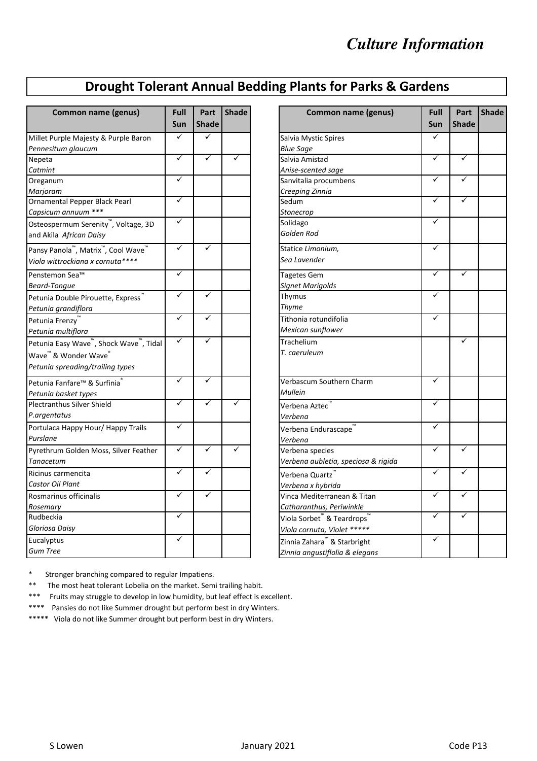# Culture Information

## Drought Tolerant Annual Bedding Plants for Parks & Gardens

| Common name (genus) | Full Sun | Part Shade | Shade |
|---|---|---|---|
| Millet Purple Majesty & Purple Baron *Pennesitum glaucum* | ✓ | ✓ | |
| Nepeta *Catmint* | ✓ | ✓ | ✓ |
| Oreganum *Marjoram* | ✓ | | |
| Ornamental Pepper Black Pearl *Capsicum annuum \*\*\** | ✓ | | |
| Osteospermum Serenity™, Voltage, 3D and Akila *African Daisy* | ✓ | | |
| Pansy Panola™, Matrix™, Cool Wave™ *Viola wittrockiana x cornuta\*\*\*\** | ✓ | ✓ | |
| Penstemon Sea™ *Beard-Tongue* | ✓ | | |
| Petunia Double Pirouette, Express™ *Petunia grandiflora* | ✓ | ✓ | |
| Petunia Frenzy™ *Petunia multiflora* | ✓ | ✓ | |
| Petunia Easy Wave™, Shock Wave™, Tidal Wave™ & Wonder Wave® *Petunia spreading/trailing types* | ✓ | ✓ | |
| Petunia Fanfare™ & Surfinia® *Petunia basket types* | ✓ | ✓ | |
| Plectranthus Silver Shield *P.argentatus* | ✓ | ✓ | ✓ |
| Portulaca Happy Hour/ Happy Trails *Purslane* | ✓ | | |
| Pyrethrum Golden Moss, Silver Feather *Tanacetum* | ✓ | ✓ | ✓ |
| Ricinus carmencita *Castor Oil Plant* | ✓ | ✓ | |
| Rosmarinus officinalis *Rosemary* | ✓ | ✓ | |
| Rudbeckia *Gloriosa Daisy* | ✓ | | |
| Eucalyptus *Gum Tree* | ✓ | | |
| Salvia Mystic Spires *Blue Sage* | ✓ | | |
| Salvia Amistad *Anise-scented sage* | ✓ | ✓ | |
| Sanvitalia procumbens *Creeping Zinnia* | ✓ | ✓ | |
| Sedum *Stonecrop* | ✓ | ✓ | |
| Solidago *Golden Rod* | ✓ | | |
| Statice *Limonium, Sea Lavender* | ✓ | | |
| Tagetes Gem *Signet Marigolds* | ✓ | ✓ | |
| Thymus *Thyme* | ✓ | | |
| Tithonia rotundifolia *Mexican sunflower* | ✓ | | |
| Trachelium *T. caeruleum* | | ✓ | |
| Verbascum Southern Charm *Mullein* | ✓ | | |
| Verbena Aztec™ *Verbena* | ✓ | | |
| Verbena Endurascape™ *Verbena* | ✓ | | |
| Verbena species *Verbena aubletia, speciosa & rigida* | ✓ | ✓ | |
| Verbena Quartz™ *Verbena x hybrida* | ✓ | ✓ | |
| Vinca Mediterranean & Titan *Catharanthus, Periwinkle* | ✓ | ✓ | |
| Viola Sorbet™ & Teardrops™ *Viola cornuta, Violet \*\*\*\*\** | ✓ | ✓ | |
| Zinnia Zahara™ & Starbright *Zinnia angustiflolia & elegans* | ✓ | | |

\* Stronger branching compared to regular Impatiens.

\*\* The most heat tolerant Lobelia on the market. Semi trailing habit.

\*\*\* Fruits may struggle to develop in low humidity, but leaf effect is excellent.

\*\*\*\* Pansies do not like Summer drought but perform best in dry Winters.

\*\*\*\*\* Viola do not like Summer drought but perform best in dry Winters.

S Lowen — January 2021 — Code P13